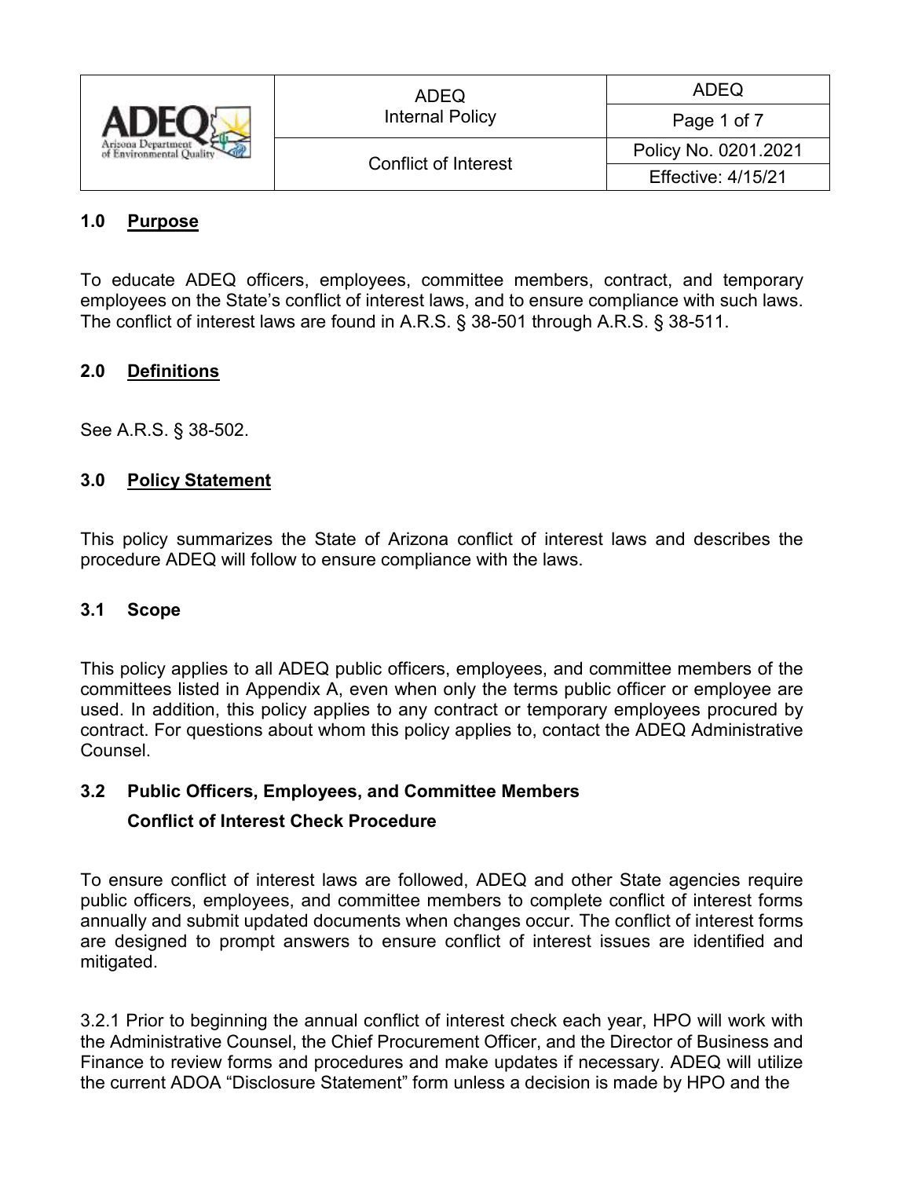| | ADEQ Internal Policy | ADEQ |
|---|---|---|
| | | Page 1 of 7 |
| | Conflict of Interest | Policy No. 0201.2021 |
| | | Effective: 4/15/21 |

## 1.0 Purpose

To educate ADEQ officers, employees, committee members, contract, and temporary employees on the State's conflict of interest laws, and to ensure compliance with such laws. The conflict of interest laws are found in A.R.S. § 38-501 through A.R.S. § 38-511.

## 2.0 Definitions

See A.R.S. § 38-502.

## 3.0 Policy Statement

This policy summarizes the State of Arizona conflict of interest laws and describes the procedure ADEQ will follow to ensure compliance with the laws.

### 3.1 Scope

This policy applies to all ADEQ public officers, employees, and committee members of the committees listed in Appendix A, even when only the terms public officer or employee are used. In addition, this policy applies to any contract or temporary employees procured by contract. For questions about whom this policy applies to, contact the ADEQ Administrative Counsel.

### 3.2 Public Officers, Employees, and Committee Members Conflict of Interest Check Procedure

To ensure conflict of interest laws are followed, ADEQ and other State agencies require public officers, employees, and committee members to complete conflict of interest forms annually and submit updated documents when changes occur. The conflict of interest forms are designed to prompt answers to ensure conflict of interest issues are identified and mitigated.

3.2.1 Prior to beginning the annual conflict of interest check each year, HPO will work with the Administrative Counsel, the Chief Procurement Officer, and the Director of Business and Finance to review forms and procedures and make updates if necessary. ADEQ will utilize the current ADOA "Disclosure Statement" form unless a decision is made by HPO and the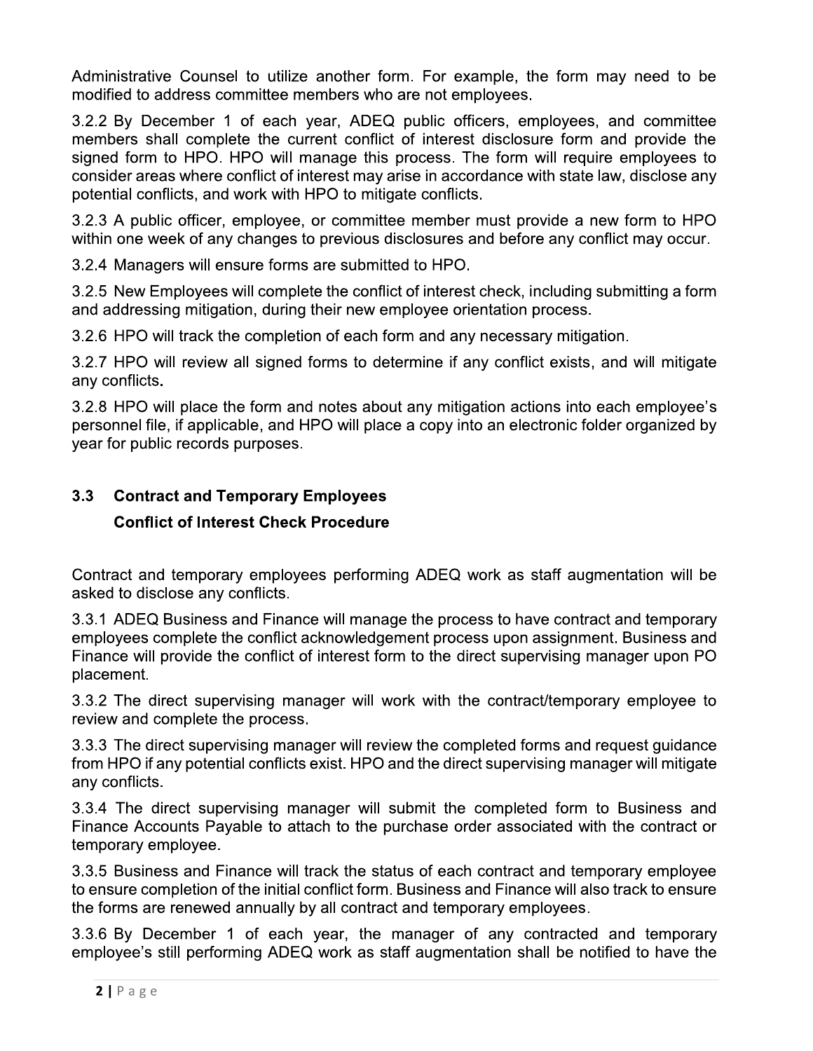Administrative Counsel to utilize another form. For example, the form may need to be modified to address committee members who are not employees.

3.2.2 By December 1 of each year, ADEQ public officers, employees, and committee members shall complete the current conflict of interest disclosure form and provide the signed form to HPO. HPO will manage this process. The form will require employees to consider areas where conflict of interest may arise in accordance with state law, disclose any potential conflicts, and work with HPO to mitigate conflicts.

3.2.3 A public officer, employee, or committee member must provide a new form to HPO within one week of any changes to previous disclosures and before any conflict may occur.

3.2.4 Managers will ensure forms are submitted to HPO.

3.2.5 New Employees will complete the conflict of interest check, including submitting a form and addressing mitigation, during their new employee orientation process.

3.2.6 HPO will track the completion of each form and any necessary mitigation.

3.2.7 HPO will review all signed forms to determine if any conflict exists, and will mitigate any conflicts.

3.2.8 HPO will place the form and notes about any mitigation actions into each employee's personnel file, if applicable, and HPO will place a copy into an electronic folder organized by year for public records purposes.

### 3.3 Contract and Temporary Employees Conflict of Interest Check Procedure

Contract and temporary employees performing ADEQ work as staff augmentation will be asked to disclose any conflicts.

3.3.1 ADEQ Business and Finance will manage the process to have contract and temporary employees complete the conflict acknowledgement process upon assignment. Business and Finance will provide the conflict of interest form to the direct supervising manager upon PO placement.

3.3.2 The direct supervising manager will work with the contract/temporary employee to review and complete the process.

3.3.3 The direct supervising manager will review the completed forms and request guidance from HPO if any potential conflicts exist. HPO and the direct supervising manager will mitigate any conflicts.

3.3.4 The direct supervising manager will submit the completed form to Business and Finance Accounts Payable to attach to the purchase order associated with the contract or temporary employee.

3.3.5 Business and Finance will track the status of each contract and temporary employee to ensure completion of the initial conflict form. Business and Finance will also track to ensure the forms are renewed annually by all contract and temporary employees.

3.3.6 By December 1 of each year, the manager of any contracted and temporary employee's still performing ADEQ work as staff augmentation shall be notified to have the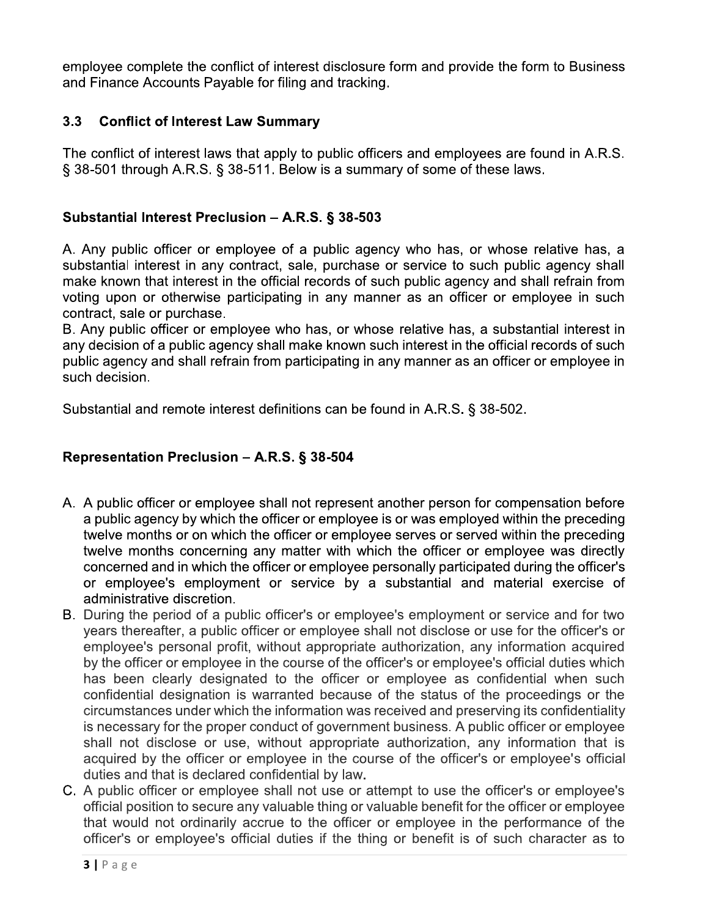employee complete the conflict of interest disclosure form and provide the form to Business and Finance Accounts Payable for filing and tracking.

### 3.3 Conflict of Interest Law Summary

The conflict of interest laws that apply to public officers and employees are found in A.R.S. § 38-501 through A.R.S. § 38-511. Below is a summary of some of these laws.

#### Substantial Interest Preclusion – A.R.S. § 38-503

A. Any public officer or employee of a public agency who has, or whose relative has, a substantial interest in any contract, sale, purchase or service to such public agency shall make known that interest in the official records of such public agency and shall refrain from voting upon or otherwise participating in any manner as an officer or employee in such contract, sale or purchase.
B. Any public officer or employee who has, or whose relative has, a substantial interest in any decision of a public agency shall make known such interest in the official records of such public agency and shall refrain from participating in any manner as an officer or employee in such decision.

Substantial and remote interest definitions can be found in A.R.S. § 38-502.

#### Representation Preclusion – A.R.S. § 38-504

A. A public officer or employee shall not represent another person for compensation before a public agency by which the officer or employee is or was employed within the preceding twelve months or on which the officer or employee serves or served within the preceding twelve months concerning any matter with which the officer or employee was directly concerned and in which the officer or employee personally participated during the officer's or employee's employment or service by a substantial and material exercise of administrative discretion.
B. During the period of a public officer's or employee's employment or service and for two years thereafter, a public officer or employee shall not disclose or use for the officer's or employee's personal profit, without appropriate authorization, any information acquired by the officer or employee in the course of the officer's or employee's official duties which has been clearly designated to the officer or employee as confidential when such confidential designation is warranted because of the status of the proceedings or the circumstances under which the information was received and preserving its confidentiality is necessary for the proper conduct of government business. A public officer or employee shall not disclose or use, without appropriate authorization, any information that is acquired by the officer or employee in the course of the officer's or employee's official duties and that is declared confidential by law.
C. A public officer or employee shall not use or attempt to use the officer's or employee's official position to secure any valuable thing or valuable benefit for the officer or employee that would not ordinarily accrue to the officer or employee in the performance of the officer's or employee's official duties if the thing or benefit is of such character as to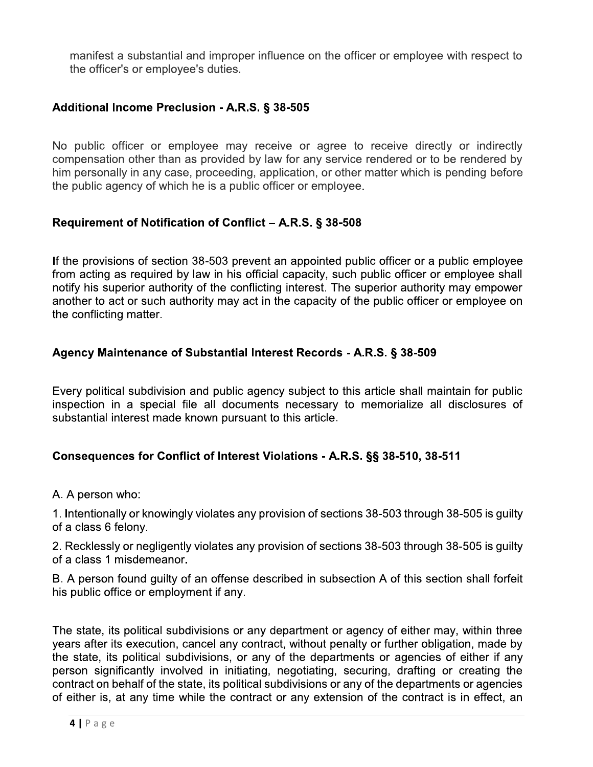manifest a substantial and improper influence on the officer or employee with respect to the officer's or employee's duties.

### Additional Income Preclusion - A.R.S. § 38-505

No public officer or employee may receive or agree to receive directly or indirectly compensation other than as provided by law for any service rendered or to be rendered by him personally in any case, proceeding, application, or other matter which is pending before the public agency of which he is a public officer or employee.

### Requirement of Notification of Conflict – A.R.S. § 38-508

If the provisions of section 38-503 prevent an appointed public officer or a public employee from acting as required by law in his official capacity, such public officer or employee shall notify his superior authority of the conflicting interest. The superior authority may empower another to act or such authority may act in the capacity of the public officer or employee on the conflicting matter.

### Agency Maintenance of Substantial Interest Records - A.R.S. § 38-509

Every political subdivision and public agency subject to this article shall maintain for public inspection in a special file all documents necessary to memorialize all disclosures of substantial interest made known pursuant to this article.

### Consequences for Conflict of Interest Violations - A.R.S. §§ 38-510, 38-511

A. A person who:

1. Intentionally or knowingly violates any provision of sections 38-503 through 38-505 is guilty of a class 6 felony.

2. Recklessly or negligently violates any provision of sections 38-503 through 38-505 is guilty of a class 1 misdemeanor.

B. A person found guilty of an offense described in subsection A of this section shall forfeit his public office or employment if any.

The state, its political subdivisions or any department or agency of either may, within three years after its execution, cancel any contract, without penalty or further obligation, made by the state, its political subdivisions, or any of the departments or agencies of either if any person significantly involved in initiating, negotiating, securing, drafting or creating the contract on behalf of the state, its political subdivisions or any of the departments or agencies of either is, at any time while the contract or any extension of the contract is in effect, an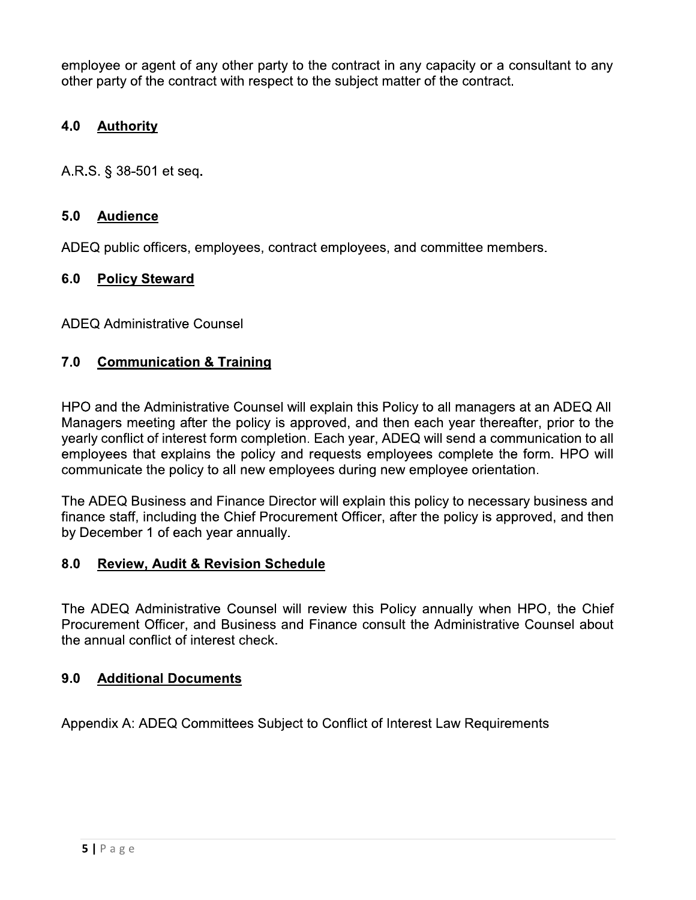employee or agent of any other party to the contract in any capacity or a consultant to any other party of the contract with respect to the subject matter of the contract.

## 4.0 Authority

A.R.S. § 38-501 et seq.

## 5.0 Audience

ADEQ public officers, employees, contract employees, and committee members.

## 6.0 Policy Steward

ADEQ Administrative Counsel

## 7.0 Communication & Training

HPO and the Administrative Counsel will explain this Policy to all managers at an ADEQ All Managers meeting after the policy is approved, and then each year thereafter, prior to the yearly conflict of interest form completion. Each year, ADEQ will send a communication to all employees that explains the policy and requests employees complete the form. HPO will communicate the policy to all new employees during new employee orientation.

The ADEQ Business and Finance Director will explain this policy to necessary business and finance staff, including the Chief Procurement Officer, after the policy is approved, and then by December 1 of each year annually.

## 8.0 Review, Audit & Revision Schedule

The ADEQ Administrative Counsel will review this Policy annually when HPO, the Chief Procurement Officer, and Business and Finance consult the Administrative Counsel about the annual conflict of interest check.

## 9.0 Additional Documents

Appendix A: ADEQ Committees Subject to Conflict of Interest Law Requirements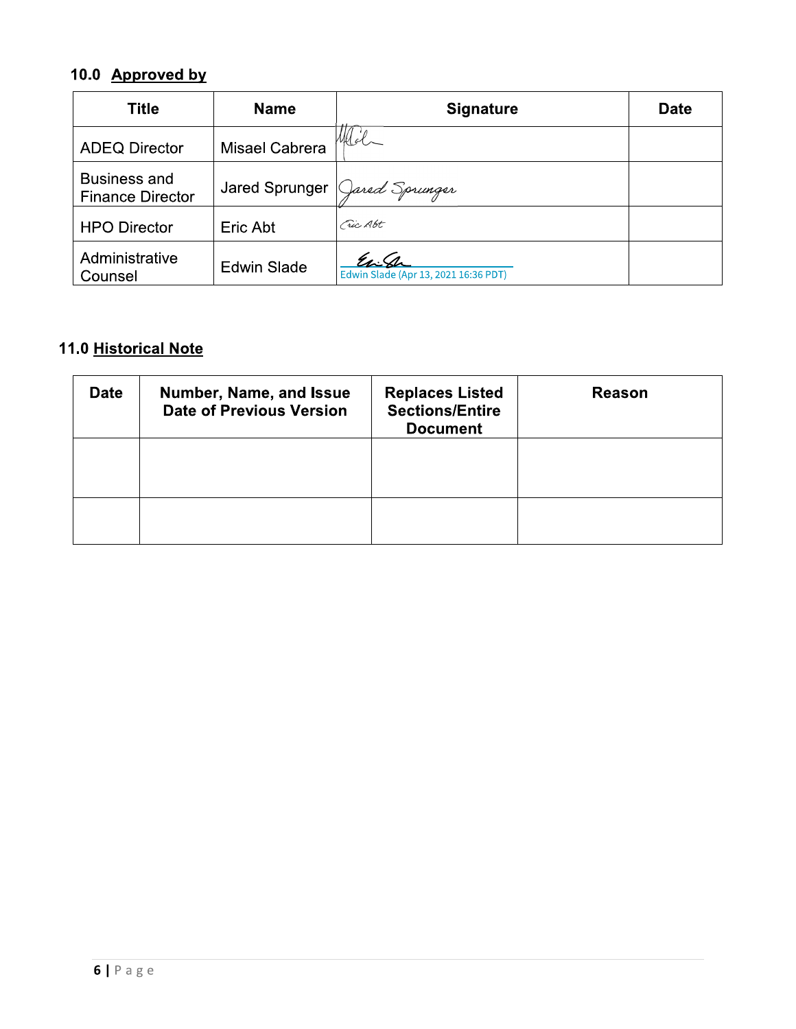## 10.0 Approved by

| Title | Name | Signature | Date |
|---|---|---|---|
| ADEQ Director | Misael Cabrera | | |
| Business and Finance Director | Jared Sprunger | Jared Sprunger | |
| HPO Director | Eric Abt | Eric Abt | |
| Administrative Counsel | Edwin Slade | Edwin Slade (Apr 13, 2021 16:36 PDT) | |

## 11.0 Historical Note

| Date | Number, Name, and Issue Date of Previous Version | Replaces Listed Sections/Entire Document | Reason |
|---|---|---|---|
| | | | |
| | | | |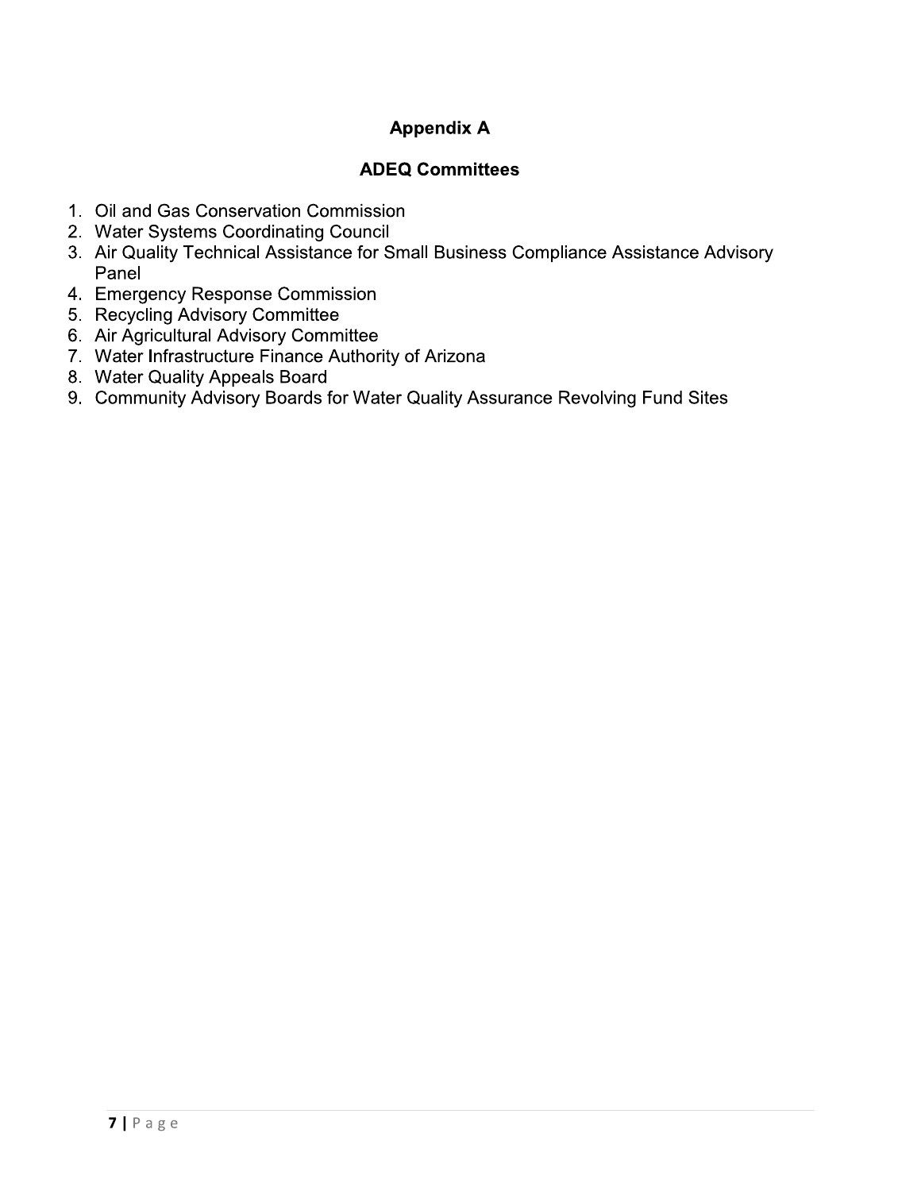# Appendix A

## ADEQ Committees

1. Oil and Gas Conservation Commission
2. Water Systems Coordinating Council
3. Air Quality Technical Assistance for Small Business Compliance Assistance Advisory Panel
4. Emergency Response Commission
5. Recycling Advisory Committee
6. Air Agricultural Advisory Committee
7. Water Infrastructure Finance Authority of Arizona
8. Water Quality Appeals Board
9. Community Advisory Boards for Water Quality Assurance Revolving Fund Sites